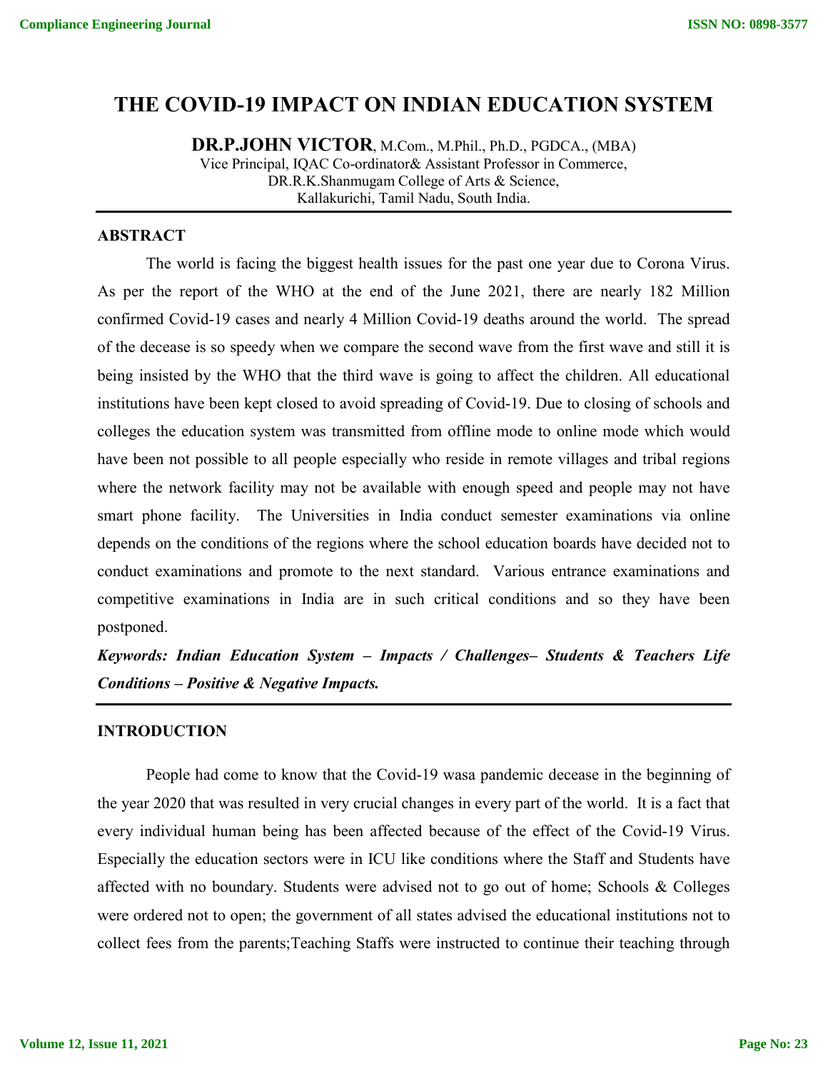# THE COVID-19 IMPACT ON INDIAN EDUCATION SYSTEM

**DR.P.JOHN VICTOR**, M.Com., M.Phil., Ph.D., PGDCA., (MBA)
Vice Principal, IQAC Co-ordinator& Assistant Professor in Commerce,
DR.R.K.Shanmugam College of Arts & Science,
Kallakurichi, Tamil Nadu, South India.

## ABSTRACT

The world is facing the biggest health issues for the past one year due to Corona Virus. As per the report of the WHO at the end of the June 2021, there are nearly 182 Million confirmed Covid-19 cases and nearly 4 Million Covid-19 deaths around the world. The spread of the decease is so speedy when we compare the second wave from the first wave and still it is being insisted by the WHO that the third wave is going to affect the children. All educational institutions have been kept closed to avoid spreading of Covid-19. Due to closing of schools and colleges the education system was transmitted from offline mode to online mode which would have been not possible to all people especially who reside in remote villages and tribal regions where the network facility may not be available with enough speed and people may not have smart phone facility. The Universities in India conduct semester examinations via online depends on the conditions of the regions where the school education boards have decided not to conduct examinations and promote to the next standard. Various entrance examinations and competitive examinations in India are in such critical conditions and so they have been postponed.

***Keywords: Indian Education System – Impacts / Challenges– Students & Teachers Life Conditions – Positive & Negative Impacts.***

## INTRODUCTION

People had come to know that the Covid-19 wasa pandemic decease in the beginning of the year 2020 that was resulted in very crucial changes in every part of the world. It is a fact that every individual human being has been affected because of the effect of the Covid-19 Virus. Especially the education sectors were in ICU like conditions where the Staff and Students have affected with no boundary. Students were advised not to go out of home; Schools & Colleges were ordered not to open; the government of all states advised the educational institutions not to collect fees from the parents;Teaching Staffs were instructed to continue their teaching through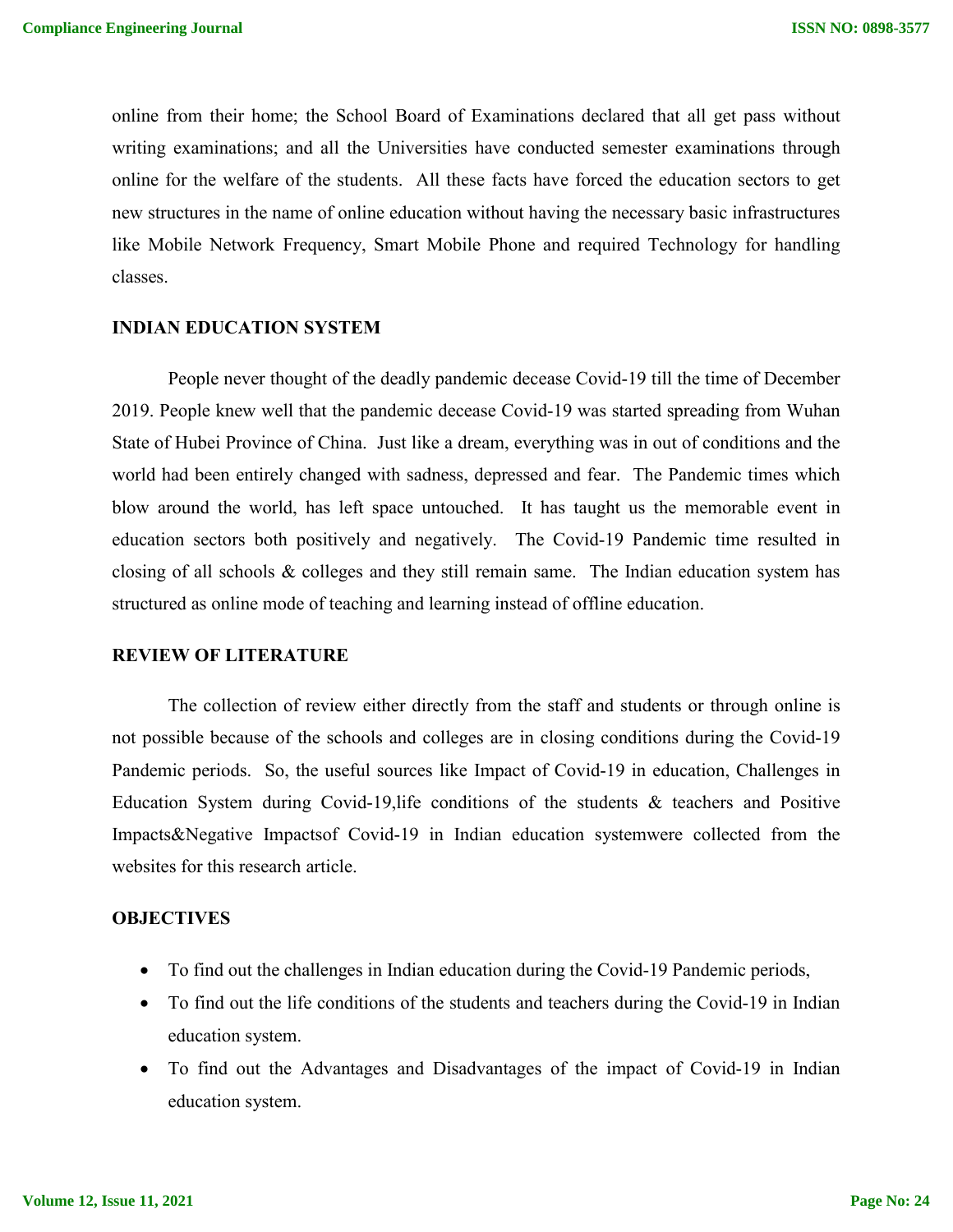online from their home; the School Board of Examinations declared that all get pass without writing examinations; and all the Universities have conducted semester examinations through online for the welfare of the students. All these facts have forced the education sectors to get new structures in the name of online education without having the necessary basic infrastructures like Mobile Network Frequency, Smart Mobile Phone and required Technology for handling classes.

## INDIAN EDUCATION SYSTEM

People never thought of the deadly pandemic decease Covid-19 till the time of December 2019. People knew well that the pandemic decease Covid-19 was started spreading from Wuhan State of Hubei Province of China. Just like a dream, everything was in out of conditions and the world had been entirely changed with sadness, depressed and fear. The Pandemic times which blow around the world, has left space untouched. It has taught us the memorable event in education sectors both positively and negatively. The Covid-19 Pandemic time resulted in closing of all schools & colleges and they still remain same. The Indian education system has structured as online mode of teaching and learning instead of offline education.

## REVIEW OF LITERATURE

The collection of review either directly from the staff and students or through online is not possible because of the schools and colleges are in closing conditions during the Covid-19 Pandemic periods. So, the useful sources like Impact of Covid-19 in education, Challenges in Education System during Covid-19,life conditions of the students & teachers and Positive Impacts&Negative Impactsof Covid-19 in Indian education systemwere collected from the websites for this research article.

## OBJECTIVES

- To find out the challenges in Indian education during the Covid-19 Pandemic periods,
- To find out the life conditions of the students and teachers during the Covid-19 in Indian education system.
- To find out the Advantages and Disadvantages of the impact of Covid-19 in Indian education system.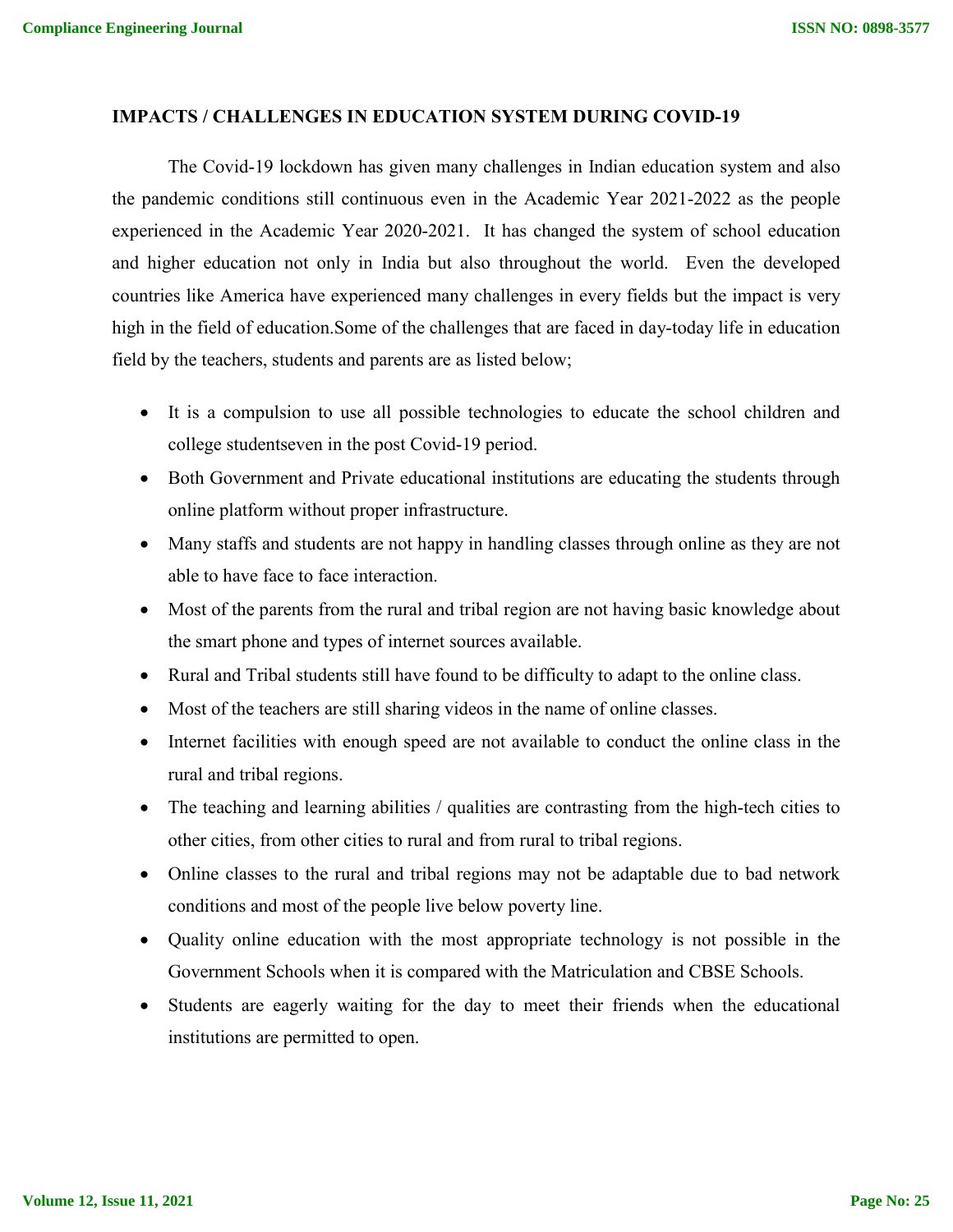## IMPACTS / CHALLENGES IN EDUCATION SYSTEM DURING COVID-19

The Covid-19 lockdown has given many challenges in Indian education system and also the pandemic conditions still continuous even in the Academic Year 2021-2022 as the people experienced in the Academic Year 2020-2021. It has changed the system of school education and higher education not only in India but also throughout the world. Even the developed countries like America have experienced many challenges in every fields but the impact is very high in the field of education.Some of the challenges that are faced in day-today life in education field by the teachers, students and parents are as listed below;

- It is a compulsion to use all possible technologies to educate the school children and college studentseven in the post Covid-19 period.
- Both Government and Private educational institutions are educating the students through online platform without proper infrastructure.
- Many staffs and students are not happy in handling classes through online as they are not able to have face to face interaction.
- Most of the parents from the rural and tribal region are not having basic knowledge about the smart phone and types of internet sources available.
- Rural and Tribal students still have found to be difficulty to adapt to the online class.
- Most of the teachers are still sharing videos in the name of online classes.
- Internet facilities with enough speed are not available to conduct the online class in the rural and tribal regions.
- The teaching and learning abilities / qualities are contrasting from the high-tech cities to other cities, from other cities to rural and from rural to tribal regions.
- Online classes to the rural and tribal regions may not be adaptable due to bad network conditions and most of the people live below poverty line.
- Quality online education with the most appropriate technology is not possible in the Government Schools when it is compared with the Matriculation and CBSE Schools.
- Students are eagerly waiting for the day to meet their friends when the educational institutions are permitted to open.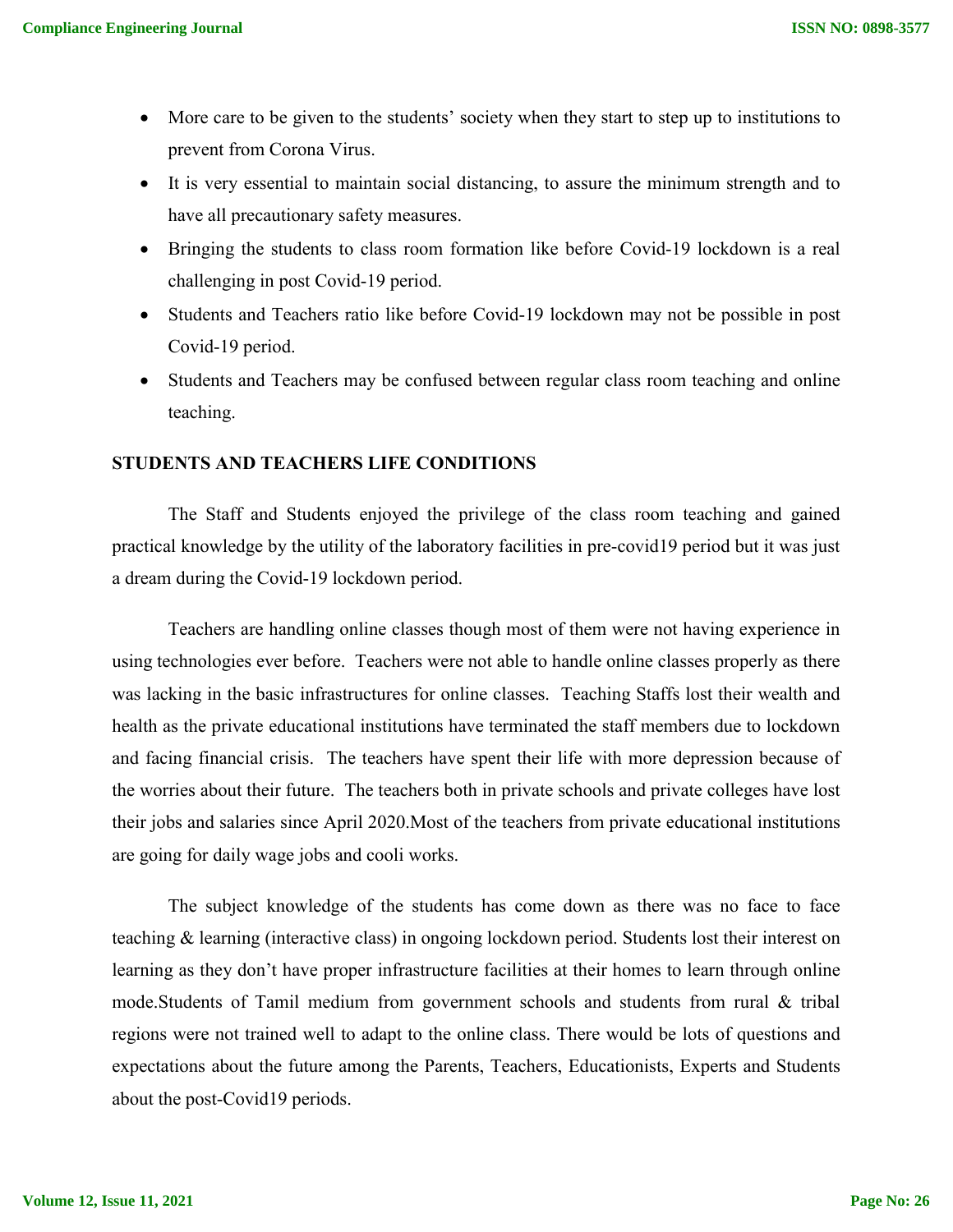- More care to be given to the students' society when they start to step up to institutions to prevent from Corona Virus.
- It is very essential to maintain social distancing, to assure the minimum strength and to have all precautionary safety measures.
- Bringing the students to class room formation like before Covid-19 lockdown is a real challenging in post Covid-19 period.
- Students and Teachers ratio like before Covid-19 lockdown may not be possible in post Covid-19 period.
- Students and Teachers may be confused between regular class room teaching and online teaching.

## STUDENTS AND TEACHERS LIFE CONDITIONS

The Staff and Students enjoyed the privilege of the class room teaching and gained practical knowledge by the utility of the laboratory facilities in pre-covid19 period but it was just a dream during the Covid-19 lockdown period.

Teachers are handling online classes though most of them were not having experience in using technologies ever before. Teachers were not able to handle online classes properly as there was lacking in the basic infrastructures for online classes. Teaching Staffs lost their wealth and health as the private educational institutions have terminated the staff members due to lockdown and facing financial crisis. The teachers have spent their life with more depression because of the worries about their future. The teachers both in private schools and private colleges have lost their jobs and salaries since April 2020.Most of the teachers from private educational institutions are going for daily wage jobs and cooli works.

The subject knowledge of the students has come down as there was no face to face teaching & learning (interactive class) in ongoing lockdown period. Students lost their interest on learning as they don't have proper infrastructure facilities at their homes to learn through online mode.Students of Tamil medium from government schools and students from rural & tribal regions were not trained well to adapt to the online class. There would be lots of questions and expectations about the future among the Parents, Teachers, Educationists, Experts and Students about the post-Covid19 periods.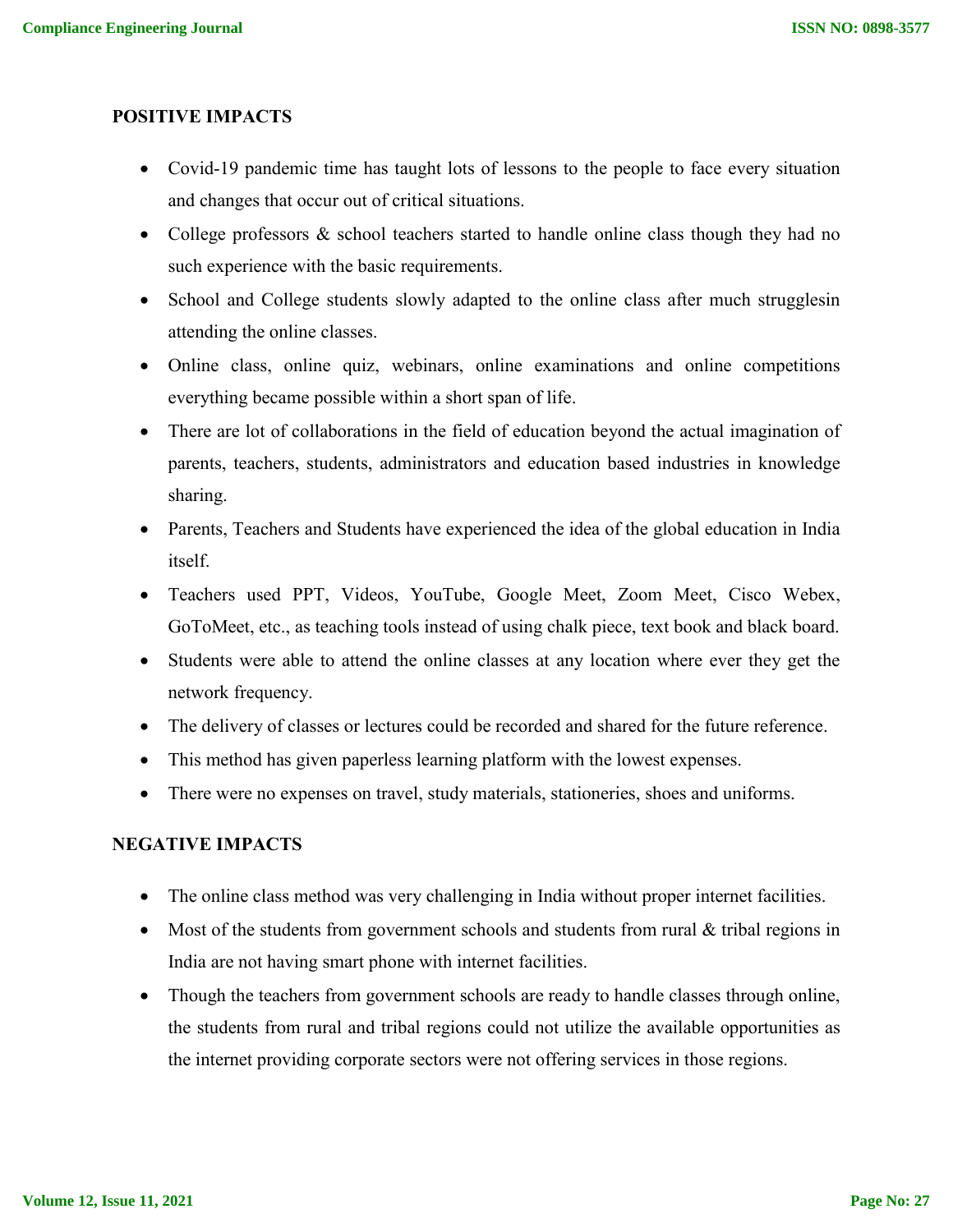**POSITIVE IMPACTS**

- Covid-19 pandemic time has taught lots of lessons to the people to face every situation and changes that occur out of critical situations.
- College professors & school teachers started to handle online class though they had no such experience with the basic requirements.
- School and College students slowly adapted to the online class after much strugglesin attending the online classes.
- Online class, online quiz, webinars, online examinations and online competitions everything became possible within a short span of life.
- There are lot of collaborations in the field of education beyond the actual imagination of parents, teachers, students, administrators and education based industries in knowledge sharing.
- Parents, Teachers and Students have experienced the idea of the global education in India itself.
- Teachers used PPT, Videos, YouTube, Google Meet, Zoom Meet, Cisco Webex, GoToMeet, etc., as teaching tools instead of using chalk piece, text book and black board.
- Students were able to attend the online classes at any location where ever they get the network frequency.
- The delivery of classes or lectures could be recorded and shared for the future reference.
- This method has given paperless learning platform with the lowest expenses.
- There were no expenses on travel, study materials, stationeries, shoes and uniforms.

**NEGATIVE IMPACTS**

- The online class method was very challenging in India without proper internet facilities.
- Most of the students from government schools and students from rural & tribal regions in India are not having smart phone with internet facilities.
- Though the teachers from government schools are ready to handle classes through online, the students from rural and tribal regions could not utilize the available opportunities as the internet providing corporate sectors were not offering services in those regions.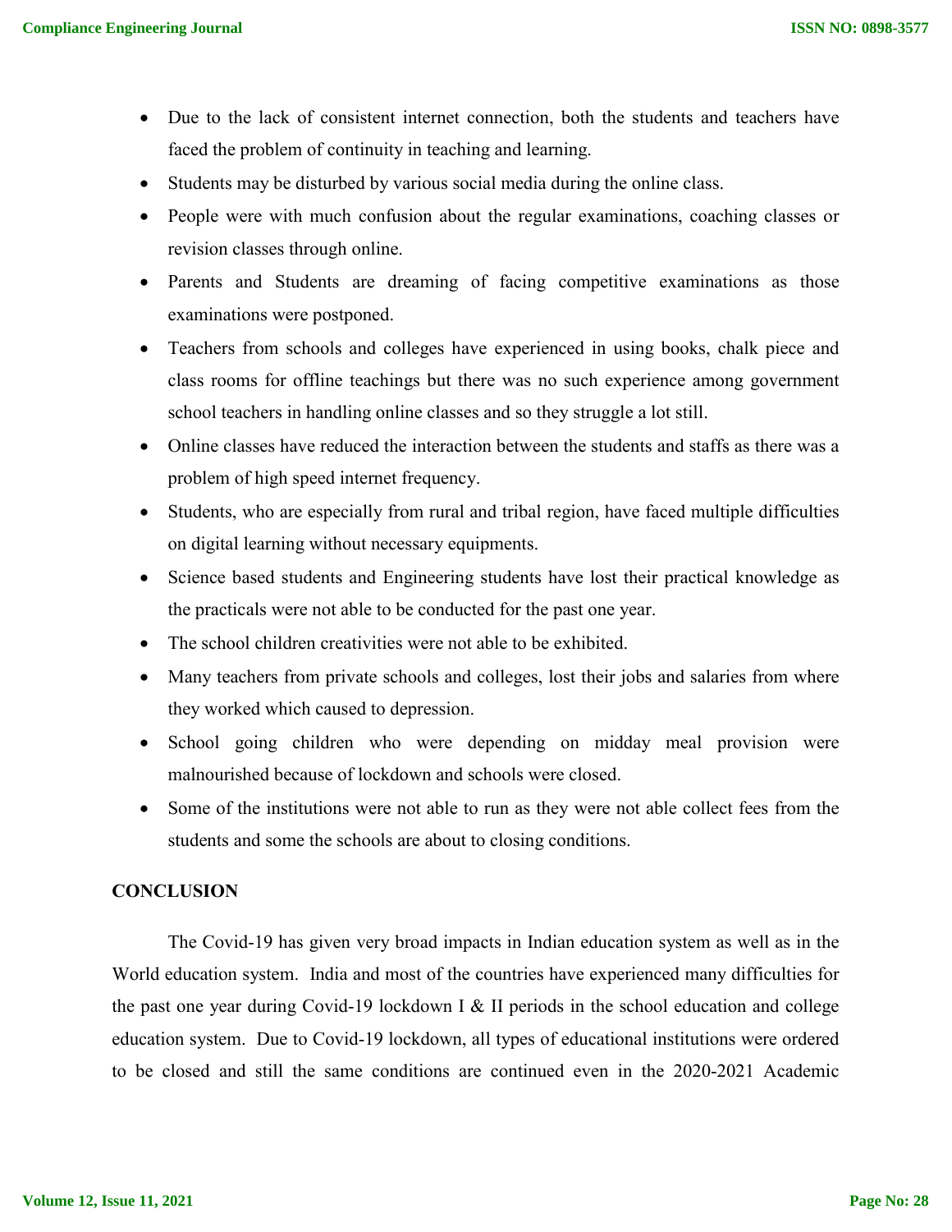- Due to the lack of consistent internet connection, both the students and teachers have faced the problem of continuity in teaching and learning.
- Students may be disturbed by various social media during the online class.
- People were with much confusion about the regular examinations, coaching classes or revision classes through online.
- Parents and Students are dreaming of facing competitive examinations as those examinations were postponed.
- Teachers from schools and colleges have experienced in using books, chalk piece and class rooms for offline teachings but there was no such experience among government school teachers in handling online classes and so they struggle a lot still.
- Online classes have reduced the interaction between the students and staffs as there was a problem of high speed internet frequency.
- Students, who are especially from rural and tribal region, have faced multiple difficulties on digital learning without necessary equipments.
- Science based students and Engineering students have lost their practical knowledge as the practicals were not able to be conducted for the past one year.
- The school children creativities were not able to be exhibited.
- Many teachers from private schools and colleges, lost their jobs and salaries from where they worked which caused to depression.
- School going children who were depending on midday meal provision were malnourished because of lockdown and schools were closed.
- Some of the institutions were not able to run as they were not able collect fees from the students and some the schools are about to closing conditions.

## CONCLUSION

The Covid-19 has given very broad impacts in Indian education system as well as in the World education system. India and most of the countries have experienced many difficulties for the past one year during Covid-19 lockdown I & II periods in the school education and college education system. Due to Covid-19 lockdown, all types of educational institutions were ordered to be closed and still the same conditions are continued even in the 2020-2021 Academic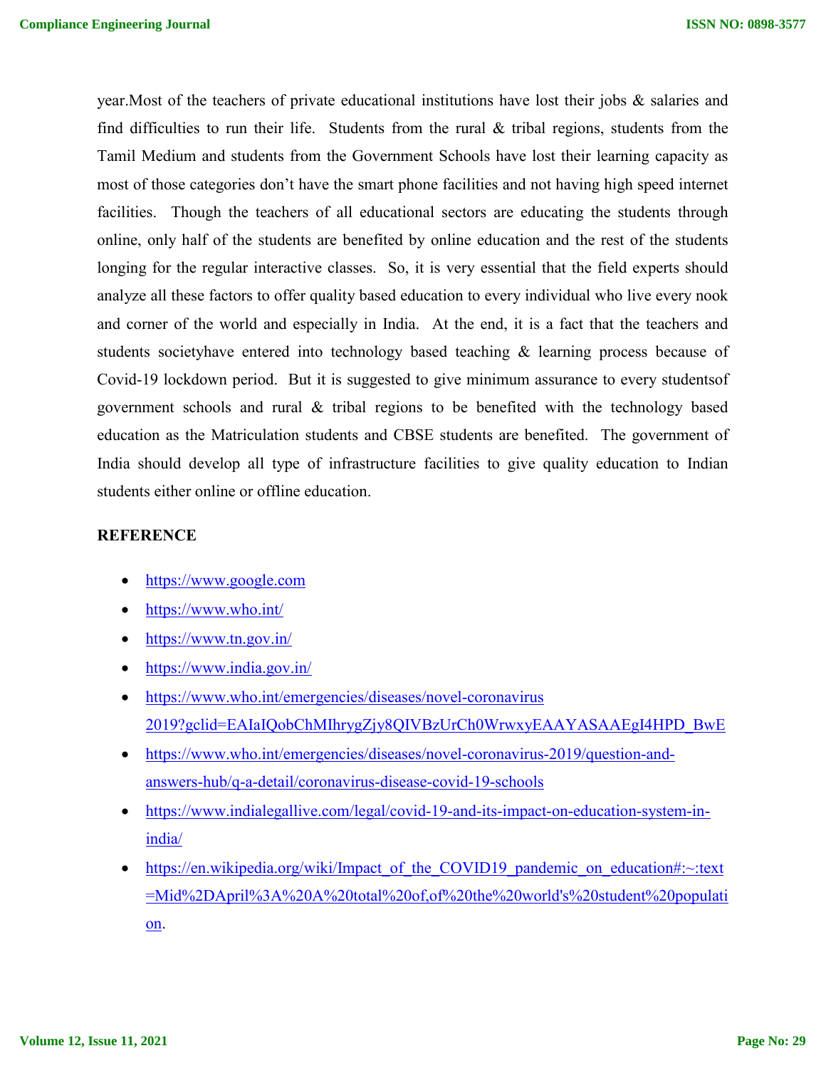year.Most of the teachers of private educational institutions have lost their jobs & salaries and find difficulties to run their life. Students from the rural & tribal regions, students from the Tamil Medium and students from the Government Schools have lost their learning capacity as most of those categories don't have the smart phone facilities and not having high speed internet facilities. Though the teachers of all educational sectors are educating the students through online, only half of the students are benefited by online education and the rest of the students longing for the regular interactive classes. So, it is very essential that the field experts should analyze all these factors to offer quality based education to every individual who live every nook and corner of the world and especially in India. At the end, it is a fact that the teachers and students societyhave entered into technology based teaching & learning process because of Covid-19 lockdown period. But it is suggested to give minimum assurance to every studentsof government schools and rural & tribal regions to be benefited with the technology based education as the Matriculation students and CBSE students are benefited. The government of India should develop all type of infrastructure facilities to give quality education to Indian students either online or offline education.

## REFERENCE

- https://www.google.com
- https://www.who.int/
- https://www.tn.gov.in/
- https://www.india.gov.in/
- https://www.who.int/emergencies/diseases/novel-coronavirus 2019?gclid=EAIaIQobChMIhrygZjy8QIVBzUrCh0WrwxyEAAYASAAEgI4HPD_BwE
- https://www.who.int/emergencies/diseases/novel-coronavirus-2019/question-and-answers-hub/q-a-detail/coronavirus-disease-covid-19-schools
- https://www.indialegallive.com/legal/covid-19-and-its-impact-on-education-system-in-india/
- https://en.wikipedia.org/wiki/Impact_of_the_COVID19_pandemic_on_education#:~:text=Mid%2DApril%3A%20A%20total%20of,of%20the%20world's%20student%20population.